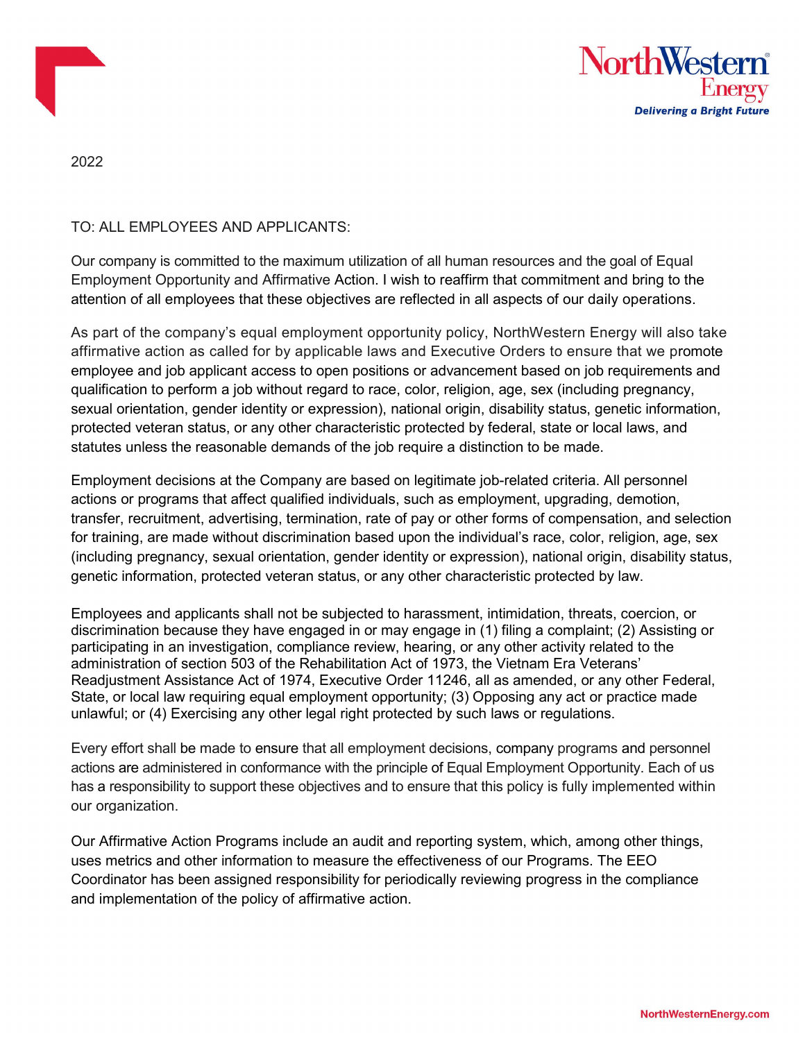NorthWestern Energy
*Delivering a Bright Future*

2022

TO: ALL EMPLOYEES AND APPLICANTS:

Our company is committed to the maximum utilization of all human resources and the goal of Equal Employment Opportunity and Affirmative Action. I wish to reaffirm that commitment and bring to the attention of all employees that these objectives are reflected in all aspects of our daily operations.

As part of the company's equal employment opportunity policy, NorthWestern Energy will also take affirmative action as called for by applicable laws and Executive Orders to ensure that we promote employee and job applicant access to open positions or advancement based on job requirements and qualification to perform a job without regard to race, color, religion, age, sex (including pregnancy, sexual orientation, gender identity or expression), national origin, disability status, genetic information, protected veteran status, or any other characteristic protected by federal, state or local laws, and statutes unless the reasonable demands of the job require a distinction to be made.

Employment decisions at the Company are based on legitimate job-related criteria. All personnel actions or programs that affect qualified individuals, such as employment, upgrading, demotion, transfer, recruitment, advertising, termination, rate of pay or other forms of compensation, and selection for training, are made without discrimination based upon the individual's race, color, religion, age, sex (including pregnancy, sexual orientation, gender identity or expression), national origin, disability status, genetic information, protected veteran status, or any other characteristic protected by law.

Employees and applicants shall not be subjected to harassment, intimidation, threats, coercion, or discrimination because they have engaged in or may engage in (1) filing a complaint; (2) Assisting or participating in an investigation, compliance review, hearing, or any other activity related to the administration of section 503 of the Rehabilitation Act of 1973, the Vietnam Era Veterans' Readjustment Assistance Act of 1974, Executive Order 11246, all as amended, or any other Federal, State, or local law requiring equal employment opportunity; (3) Opposing any act or practice made unlawful; or (4) Exercising any other legal right protected by such laws or regulations.

Every effort shall be made to ensure that all employment decisions, company programs and personnel actions are administered in conformance with the principle of Equal Employment Opportunity. Each of us has a responsibility to support these objectives and to ensure that this policy is fully implemented within our organization.

Our Affirmative Action Programs include an audit and reporting system, which, among other things, uses metrics and other information to measure the effectiveness of our Programs. The EEO Coordinator has been assigned responsibility for periodically reviewing progress in the compliance and implementation of the policy of affirmative action.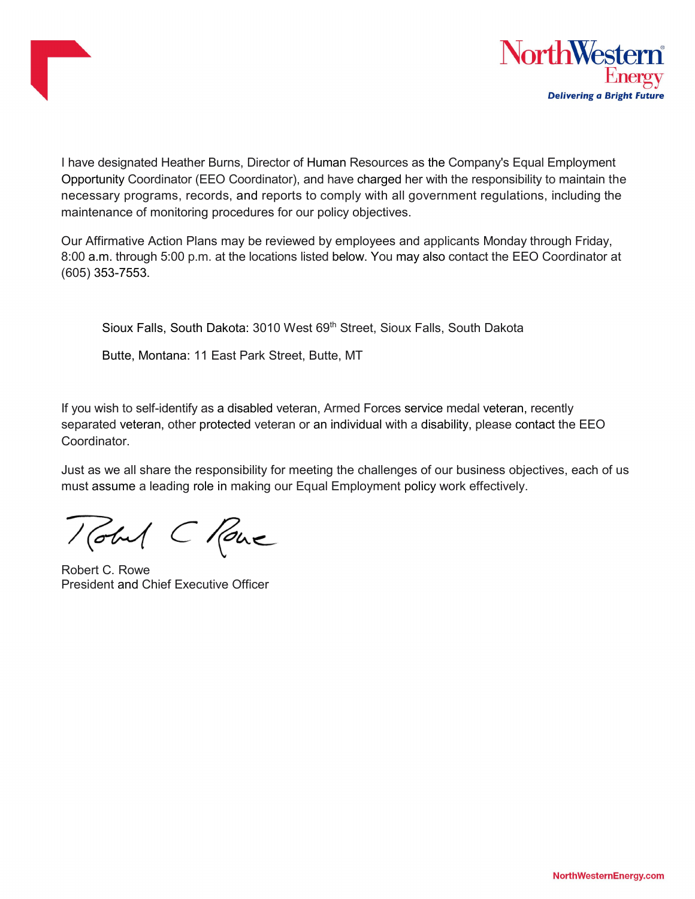I have designated Heather Burns, Director of Human Resources as the Company's Equal Employment Opportunity Coordinator (EEO Coordinator), and have charged her with the responsibility to maintain the necessary programs, records, and reports to comply with all government regulations, including the maintenance of monitoring procedures for our policy objectives.

Our Affirmative Action Plans may be reviewed by employees and applicants Monday through Friday, 8:00 a.m. through 5:00 p.m. at the locations listed below. You may also contact the EEO Coordinator at (605) 353-7553.

Sioux Falls, South Dakota: 3010 West 69th Street, Sioux Falls, South Dakota

Butte, Montana: 11 East Park Street, Butte, MT

If you wish to self-identify as a disabled veteran, Armed Forces service medal veteran, recently separated veteran, other protected veteran or an individual with a disability, please contact the EEO Coordinator.

Just as we all share the responsibility for meeting the challenges of our business objectives, each of us must assume a leading role in making our Equal Employment policy work effectively.

Robert C. Rowe
President and Chief Executive Officer